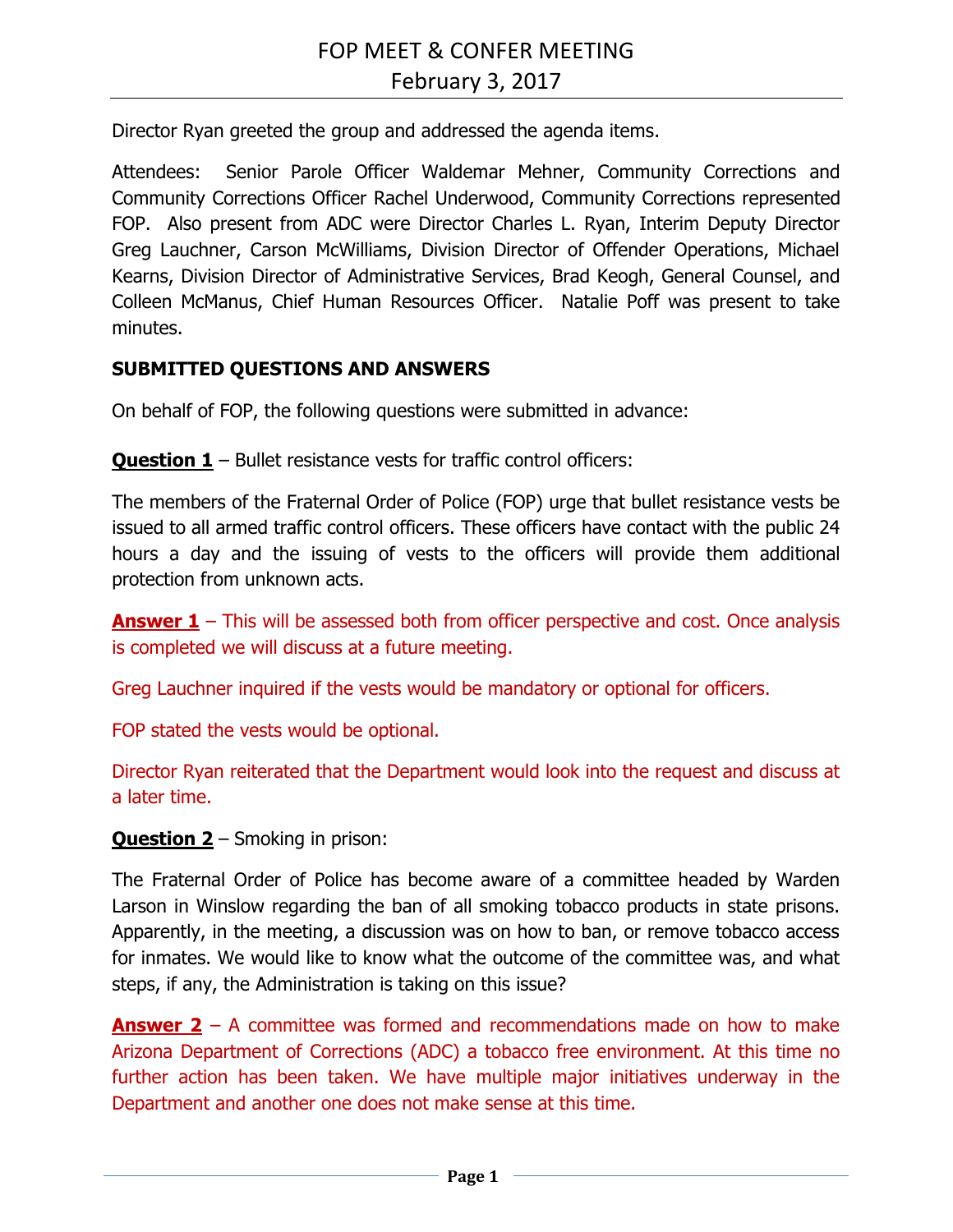# FOP MEET & CONFER MEETING
## February 3, 2017

Director Ryan greeted the group and addressed the agenda items.

Attendees: Senior Parole Officer Waldemar Mehner, Community Corrections and Community Corrections Officer Rachel Underwood, Community Corrections represented FOP. Also present from ADC were Director Charles L. Ryan, Interim Deputy Director Greg Lauchner, Carson McWilliams, Division Director of Offender Operations, Michael Kearns, Division Director of Administrative Services, Brad Keogh, General Counsel, and Colleen McManus, Chief Human Resources Officer. Natalie Poff was present to take minutes.

**SUBMITTED QUESTIONS AND ANSWERS**

On behalf of FOP, the following questions were submitted in advance:

**Question 1** – Bullet resistance vests for traffic control officers:

The members of the Fraternal Order of Police (FOP) urge that bullet resistance vests be issued to all armed traffic control officers. These officers have contact with the public 24 hours a day and the issuing of vests to the officers will provide them additional protection from unknown acts.

**Answer 1** – This will be assessed both from officer perspective and cost. Once analysis is completed we will discuss at a future meeting.

Greg Lauchner inquired if the vests would be mandatory or optional for officers.

FOP stated the vests would be optional.

Director Ryan reiterated that the Department would look into the request and discuss at a later time.

**Question 2** – Smoking in prison:

The Fraternal Order of Police has become aware of a committee headed by Warden Larson in Winslow regarding the ban of all smoking tobacco products in state prisons. Apparently, in the meeting, a discussion was on how to ban, or remove tobacco access for inmates. We would like to know what the outcome of the committee was, and what steps, if any, the Administration is taking on this issue?

**Answer 2** – A committee was formed and recommendations made on how to make Arizona Department of Corrections (ADC) a tobacco free environment. At this time no further action has been taken. We have multiple major initiatives underway in the Department and another one does not make sense at this time.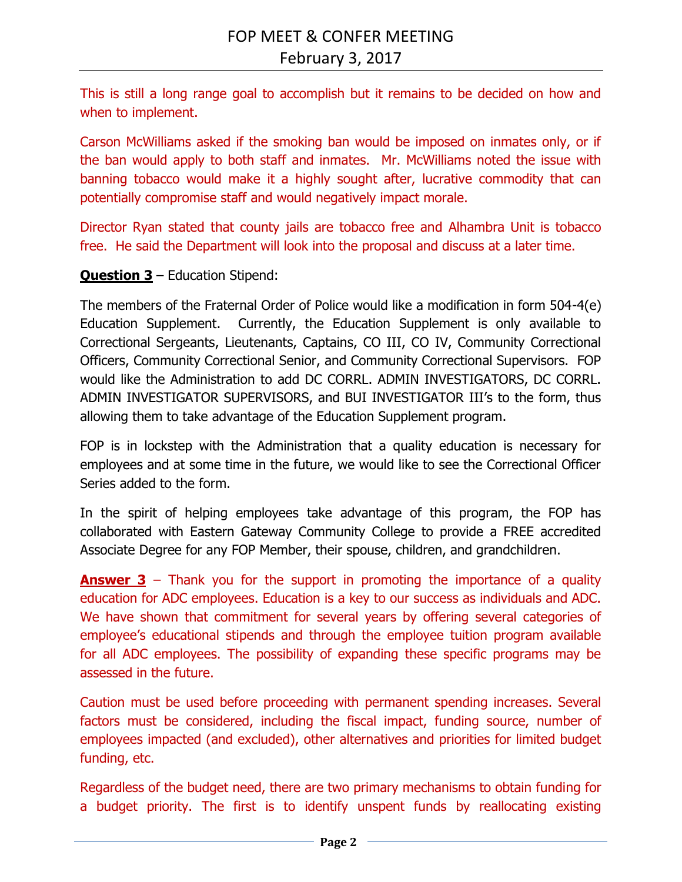This is still a long range goal to accomplish but it remains to be decided on how and when to implement.

Carson McWilliams asked if the smoking ban would be imposed on inmates only, or if the ban would apply to both staff and inmates. Mr. McWilliams noted the issue with banning tobacco would make it a highly sought after, lucrative commodity that can potentially compromise staff and would negatively impact morale.

Director Ryan stated that county jails are tobacco free and Alhambra Unit is tobacco free. He said the Department will look into the proposal and discuss at a later time.

**Question 3** – Education Stipend:

The members of the Fraternal Order of Police would like a modification in form 504-4(e) Education Supplement. Currently, the Education Supplement is only available to Correctional Sergeants, Lieutenants, Captains, CO III, CO IV, Community Correctional Officers, Community Correctional Senior, and Community Correctional Supervisors. FOP would like the Administration to add DC CORRL. ADMIN INVESTIGATORS, DC CORRL. ADMIN INVESTIGATOR SUPERVISORS, and BUI INVESTIGATOR III's to the form, thus allowing them to take advantage of the Education Supplement program.

FOP is in lockstep with the Administration that a quality education is necessary for employees and at some time in the future, we would like to see the Correctional Officer Series added to the form.

In the spirit of helping employees take advantage of this program, the FOP has collaborated with Eastern Gateway Community College to provide a FREE accredited Associate Degree for any FOP Member, their spouse, children, and grandchildren.

**Answer 3** – Thank you for the support in promoting the importance of a quality education for ADC employees. Education is a key to our success as individuals and ADC. We have shown that commitment for several years by offering several categories of employee's educational stipends and through the employee tuition program available for all ADC employees. The possibility of expanding these specific programs may be assessed in the future.

Caution must be used before proceeding with permanent spending increases. Several factors must be considered, including the fiscal impact, funding source, number of employees impacted (and excluded), other alternatives and priorities for limited budget funding, etc.

Regardless of the budget need, there are two primary mechanisms to obtain funding for a budget priority. The first is to identify unspent funds by reallocating existing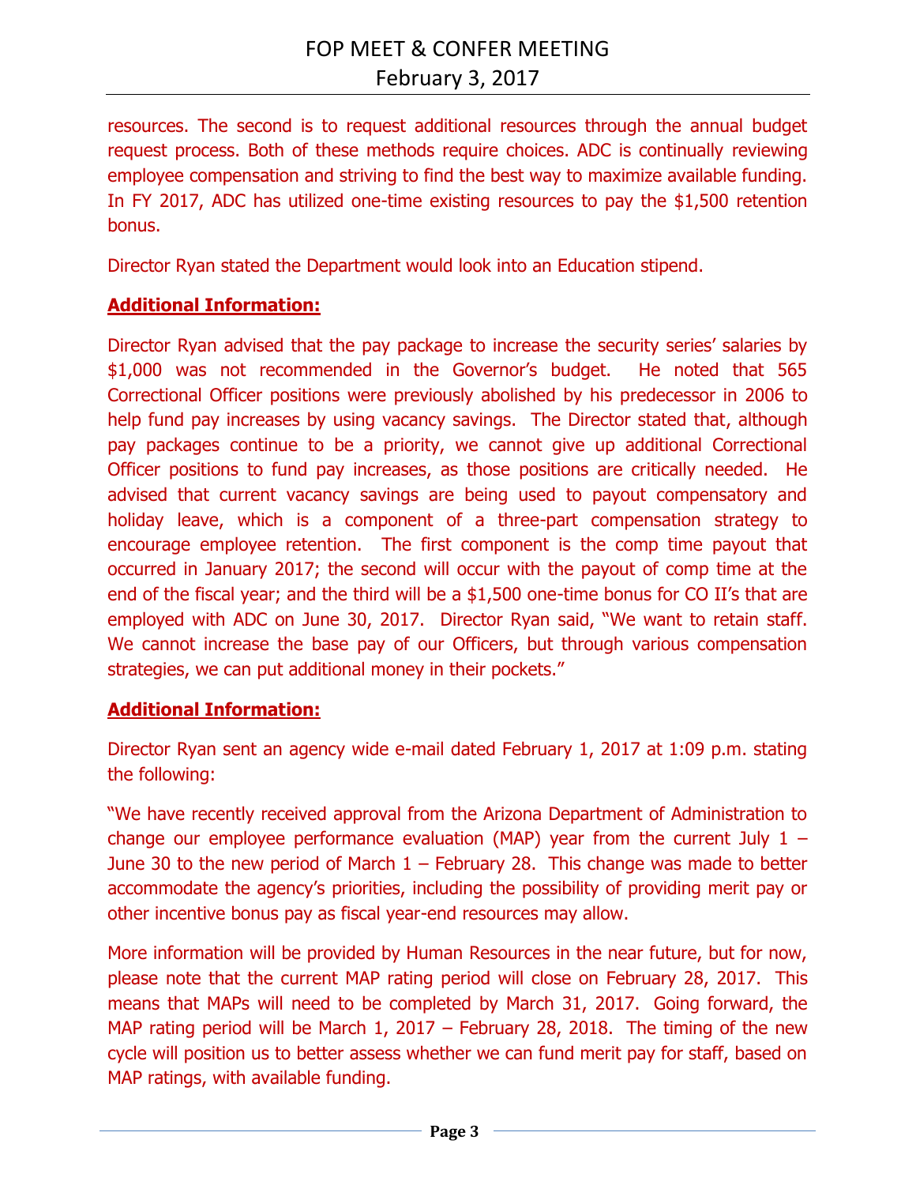resources. The second is to request additional resources through the annual budget request process. Both of these methods require choices. ADC is continually reviewing employee compensation and striving to find the best way to maximize available funding. In FY 2017, ADC has utilized one-time existing resources to pay the $1,500 retention bonus.

Director Ryan stated the Department would look into an Education stipend.

**Additional Information:**

Director Ryan advised that the pay package to increase the security series' salaries by $1,000 was not recommended in the Governor's budget. He noted that 565 Correctional Officer positions were previously abolished by his predecessor in 2006 to help fund pay increases by using vacancy savings. The Director stated that, although pay packages continue to be a priority, we cannot give up additional Correctional Officer positions to fund pay increases, as those positions are critically needed. He advised that current vacancy savings are being used to payout compensatory and holiday leave, which is a component of a three-part compensation strategy to encourage employee retention. The first component is the comp time payout that occurred in January 2017; the second will occur with the payout of comp time at the end of the fiscal year; and the third will be a $1,500 one-time bonus for CO II's that are employed with ADC on June 30, 2017. Director Ryan said, "We want to retain staff. We cannot increase the base pay of our Officers, but through various compensation strategies, we can put additional money in their pockets."

**Additional Information:**

Director Ryan sent an agency wide e-mail dated February 1, 2017 at 1:09 p.m. stating the following:

"We have recently received approval from the Arizona Department of Administration to change our employee performance evaluation (MAP) year from the current July 1 – June 30 to the new period of March 1 – February 28. This change was made to better accommodate the agency's priorities, including the possibility of providing merit pay or other incentive bonus pay as fiscal year-end resources may allow.

More information will be provided by Human Resources in the near future, but for now, please note that the current MAP rating period will close on February 28, 2017. This means that MAPs will need to be completed by March 31, 2017. Going forward, the MAP rating period will be March 1, 2017 – February 28, 2018. The timing of the new cycle will position us to better assess whether we can fund merit pay for staff, based on MAP ratings, with available funding.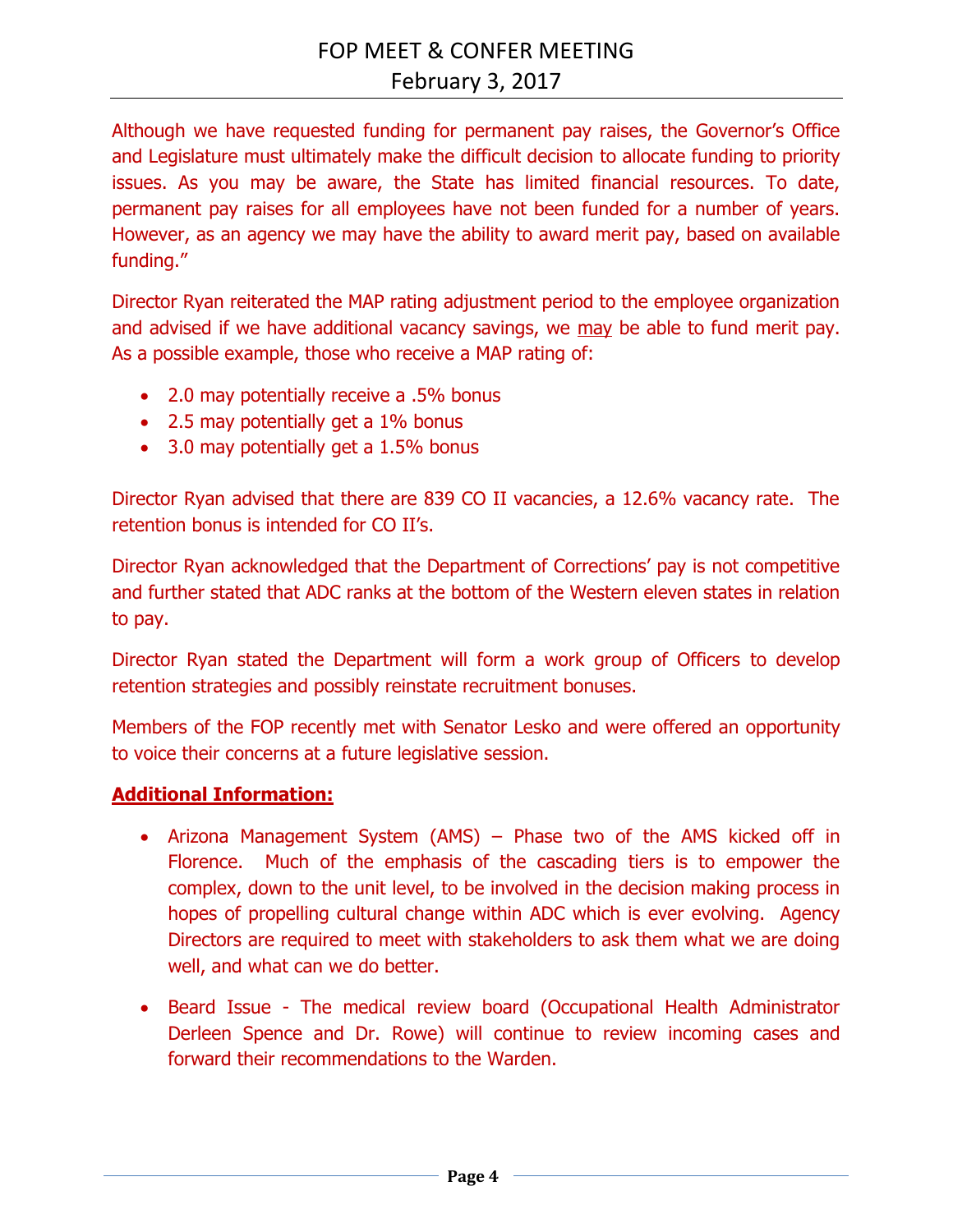Although we have requested funding for permanent pay raises, the Governor's Office and Legislature must ultimately make the difficult decision to allocate funding to priority issues. As you may be aware, the State has limited financial resources. To date, permanent pay raises for all employees have not been funded for a number of years. However, as an agency we may have the ability to award merit pay, based on available funding."

Director Ryan reiterated the MAP rating adjustment period to the employee organization and advised if we have additional vacancy savings, we <u>may</u> be able to fund merit pay. As a possible example, those who receive a MAP rating of:

- 2.0 may potentially receive a .5% bonus
- 2.5 may potentially get a 1% bonus
- 3.0 may potentially get a 1.5% bonus

Director Ryan advised that there are 839 CO II vacancies, a 12.6% vacancy rate. The retention bonus is intended for CO II's.

Director Ryan acknowledged that the Department of Corrections' pay is not competitive and further stated that ADC ranks at the bottom of the Western eleven states in relation to pay.

Director Ryan stated the Department will form a work group of Officers to develop retention strategies and possibly reinstate recruitment bonuses.

Members of the FOP recently met with Senator Lesko and were offered an opportunity to voice their concerns at a future legislative session.

**<u>Additional Information:</u>**

- Arizona Management System (AMS) – Phase two of the AMS kicked off in Florence. Much of the emphasis of the cascading tiers is to empower the complex, down to the unit level, to be involved in the decision making process in hopes of propelling cultural change within ADC which is ever evolving. Agency Directors are required to meet with stakeholders to ask them what we are doing well, and what can we do better.

- Beard Issue - The medical review board (Occupational Health Administrator Derleen Spence and Dr. Rowe) will continue to review incoming cases and forward their recommendations to the Warden.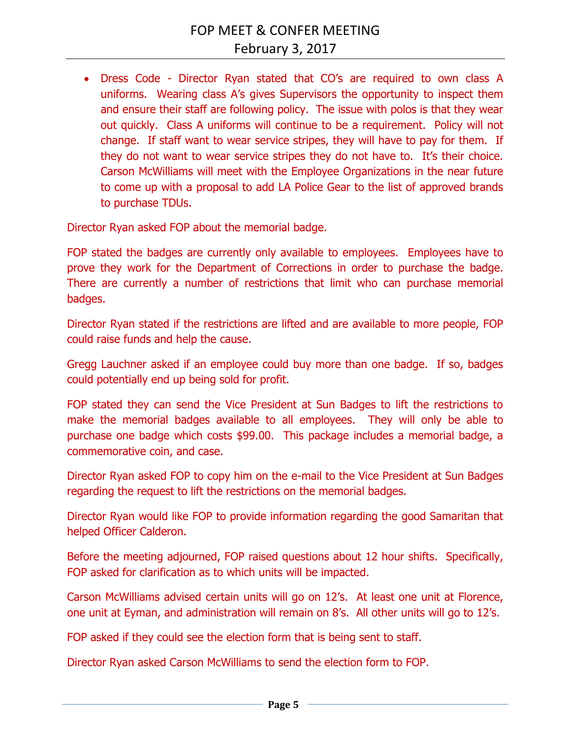- Dress Code - Director Ryan stated that CO's are required to own class A uniforms. Wearing class A's gives Supervisors the opportunity to inspect them and ensure their staff are following policy. The issue with polos is that they wear out quickly. Class A uniforms will continue to be a requirement. Policy will not change. If staff want to wear service stripes, they will have to pay for them. If they do not want to wear service stripes they do not have to. It's their choice. Carson McWilliams will meet with the Employee Organizations in the near future to come up with a proposal to add LA Police Gear to the list of approved brands to purchase TDUs.

Director Ryan asked FOP about the memorial badge.

FOP stated the badges are currently only available to employees. Employees have to prove they work for the Department of Corrections in order to purchase the badge. There are currently a number of restrictions that limit who can purchase memorial badges.

Director Ryan stated if the restrictions are lifted and are available to more people, FOP could raise funds and help the cause.

Gregg Lauchner asked if an employee could buy more than one badge. If so, badges could potentially end up being sold for profit.

FOP stated they can send the Vice President at Sun Badges to lift the restrictions to make the memorial badges available to all employees. They will only be able to purchase one badge which costs $99.00. This package includes a memorial badge, a commemorative coin, and case.

Director Ryan asked FOP to copy him on the e-mail to the Vice President at Sun Badges regarding the request to lift the restrictions on the memorial badges.

Director Ryan would like FOP to provide information regarding the good Samaritan that helped Officer Calderon.

Before the meeting adjourned, FOP raised questions about 12 hour shifts. Specifically, FOP asked for clarification as to which units will be impacted.

Carson McWilliams advised certain units will go on 12's. At least one unit at Florence, one unit at Eyman, and administration will remain on 8's. All other units will go to 12's.

FOP asked if they could see the election form that is being sent to staff.

Director Ryan asked Carson McWilliams to send the election form to FOP.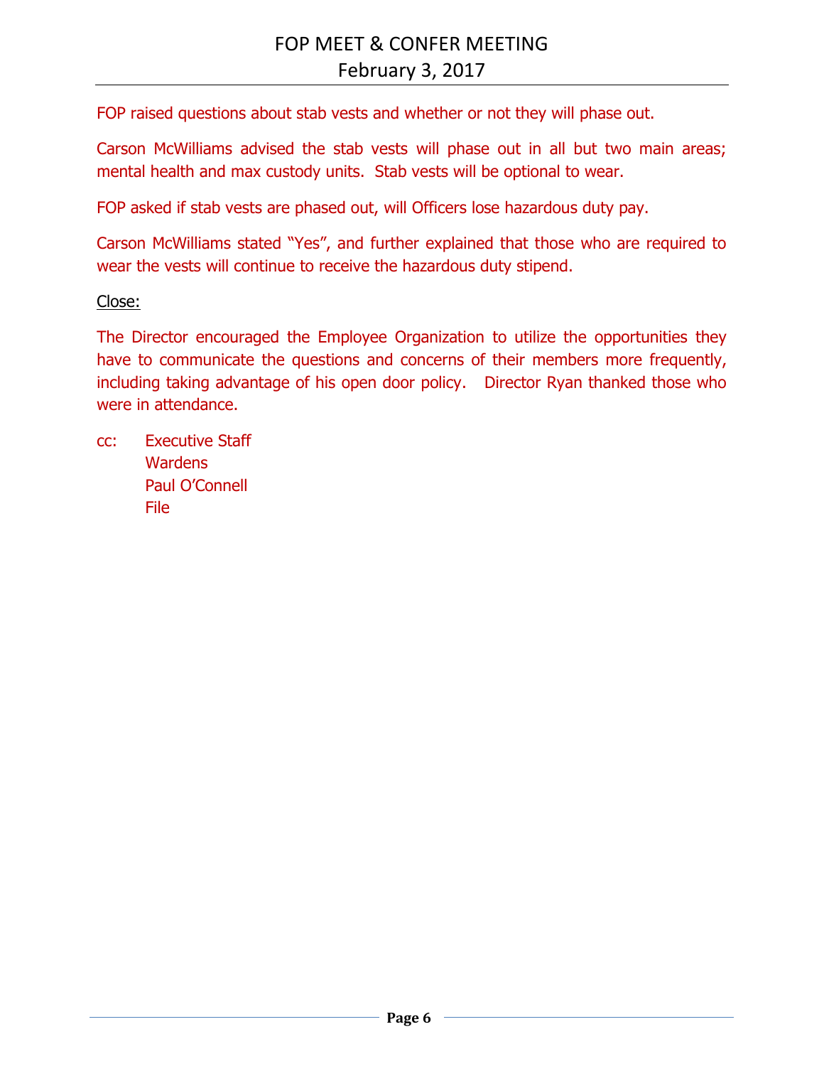FOP raised questions about stab vests and whether or not they will phase out.

Carson McWilliams advised the stab vests will phase out in all but two main areas; mental health and max custody units. Stab vests will be optional to wear.

FOP asked if stab vests are phased out, will Officers lose hazardous duty pay.

Carson McWilliams stated "Yes", and further explained that those who are required to wear the vests will continue to receive the hazardous duty stipend.

Close:

The Director encouraged the Employee Organization to utilize the opportunities they have to communicate the questions and concerns of their members more frequently, including taking advantage of his open door policy. Director Ryan thanked those who were in attendance.

cc: Executive Staff
    Wardens
    Paul O'Connell
    File